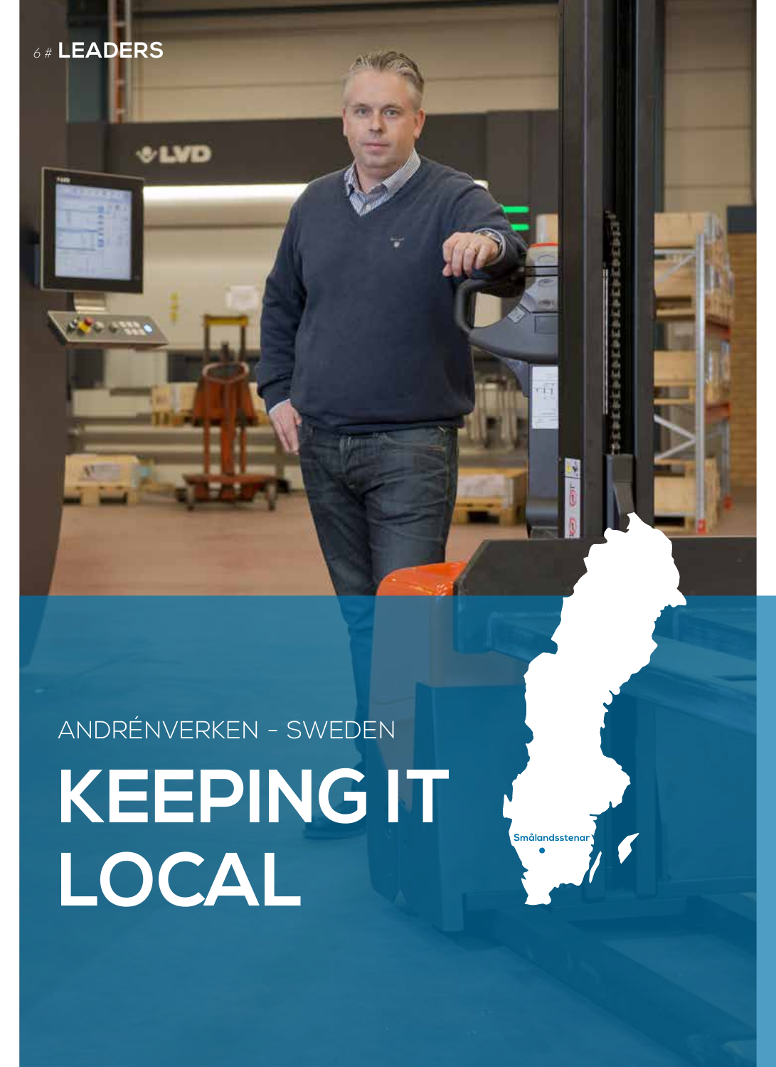ANDRÉNVERKEN - SWEDEN

# KEEPING IT LOCAL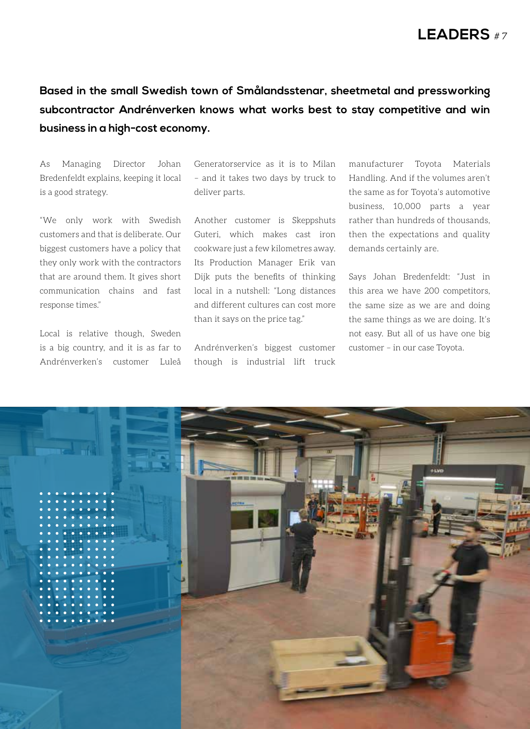**Based in the small Swedish town of Smålandsstenar, sheetmetal and pressworking subcontractor Andrénverken knows what works best to stay competitive and win business in a high-cost economy.**

As Managing Director Johan Bredenfeldt explains, keeping it local is a good strategy.

"We only work with Swedish customers and that is deliberate. Our biggest customers have a policy that they only work with the contractors that are around them. It gives short communication chains and fast response times."

Local is relative though, Sweden is a big country, and it is as far to Andrénverken's customer Luleå Generatorservice as it is to Milan – and it takes two days by truck to deliver parts.

Another customer is Skeppshuts Guteri, which makes cast iron cookware just a few kilometres away. Its Production Manager Erik van Dijk puts the benefits of thinking local in a nutshell: "Long distances and different cultures can cost more than it says on the price tag."

Andrénverken's biggest customer though is industrial lift truck manufacturer Toyota Materials Handling. And if the volumes aren't the same as for Toyota's automotive business, 10,000 parts a year rather than hundreds of thousands, then the expectations and quality demands certainly are.

Says Johan Bredenfeldt: "Just in this area we have 200 competitors, the same size as we are and doing the same things as we are doing. It's not easy. But all of us have one big customer – in our case Toyota.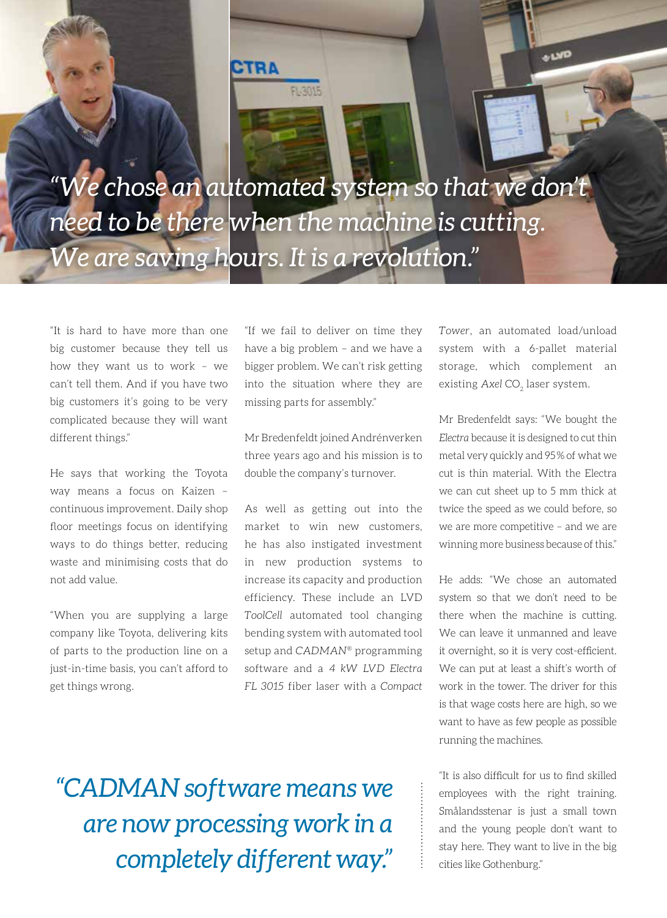*"We chose an automated system so that we don't need to be there when the machine is cutting. We are saving hours. It is a revolution."*

"It is hard to have more than one big customer because they tell us how they want us to work – we can't tell them. And if you have two big customers it's going to be very complicated because they will want different things."

He says that working the Toyota way means a focus on Kaizen – continuous improvement. Daily shop floor meetings focus on identifying ways to do things better, reducing waste and minimising costs that do not add value.

"When you are supplying a large company like Toyota, delivering kits of parts to the production line on a just-in-time basis, you can't afford to get things wrong.

"If we fail to deliver on time they have a big problem – and we have a bigger problem. We can't risk getting into the situation where they are missing parts for assembly."

Mr Bredenfeldt joined Andrénverken three years ago and his mission is to double the company's turnover.

As well as getting out into the market to win new customers, he has also instigated investment in new production systems to increase its capacity and production efficiency. These include an LVD *ToolCell* automated tool changing bending system with automated tool setup and *CADMAN*® programming software and a *4 kW LVD Electra FL 3015* fiber laser with a *Compact Tower*, an automated load/unload system with a 6-pallet material storage, which complement an existing *Axel* $CO_2$ laser system.

Mr Bredenfeldt says: "We bought the *Electra* because it is designed to cut thin metal very quickly and 95% of what we cut is thin material. With the Electra we can cut sheet up to 5 mm thick at twice the speed as we could before, so we are more competitive – and we are winning more business because of this."

He adds: "We chose an automated system so that we don't need to be there when the machine is cutting. We can leave it unmanned and leave it overnight, so it is very cost-efficient. We can put at least a shift's worth of work in the tower. The driver for this is that wage costs here are high, so we want to have as few people as possible running the machines.

"It is also difficult for us to find skilled employees with the right training. Smålandsstenar is just a small town and the young people don't want to stay here. They want to live in the big cities like Gothenburg."

*"CADMAN software means we are now processing work in a completely different way."*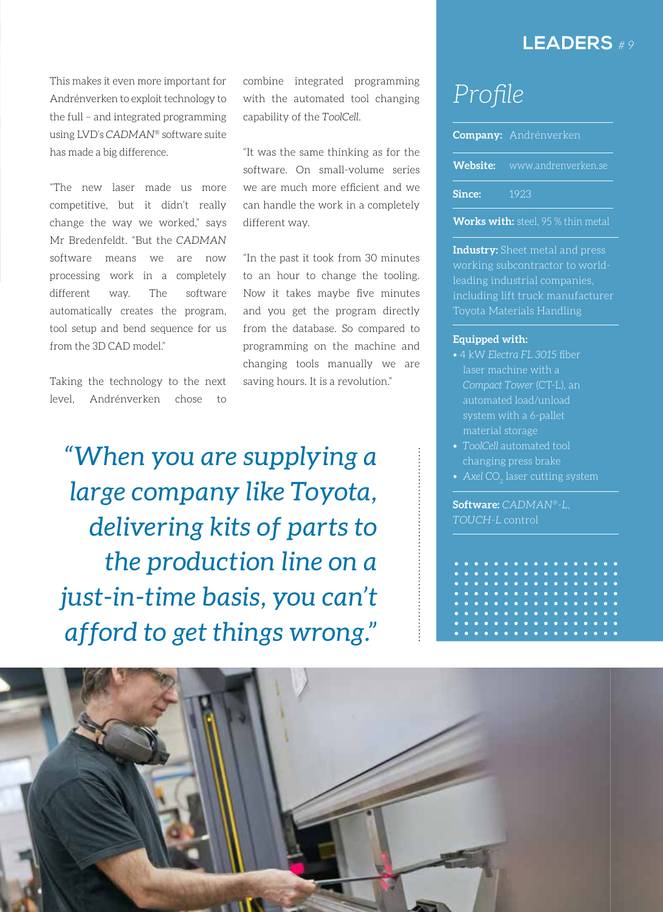This makes it even more important for Andrénverken to exploit technology to the full – and integrated programming using LVD's *CADMAN*® software suite has made a big difference.

"The new laser made us more competitive, but it didn't really change the way we worked," says Mr Bredenfeldt. "But the *CADMAN* software means we are now processing work in a completely different way. The software automatically creates the program, tool setup and bend sequence for us from the 3D CAD model."

Taking the technology to the next level, Andrénverken chose to combine integrated programming with the automated tool changing capability of the *ToolCell*.

"It was the same thinking as for the software. On small-volume series we are much more efficient and we can handle the work in a completely different way.

"In the past it took from 30 minutes to an hour to change the tooling. Now it takes maybe five minutes and you get the program directly from the database. So compared to programming on the machine and changing tools manually we are saving hours. It is a revolution."

*"When you are supplying a large company like Toyota, delivering kits of parts to the production line on a just-in-time basis, you can't afford to get things wrong."*

## *Profile*

**Company:** Andrénverken

**Website:** www.andrenverken.se

**Since:** 1923

**Works with:** steel, 95 % thin metal

**Industry:** Sheet metal and press working subcontractor to world-leading industrial companies, including lift truck manufacturer Toyota Materials Handling

**Equipped with:**

- 4 kW *Electra FL 3015* fiber laser machine with a *Compact Tower* (CT-L), an automated load/unload system with a 6-pallet material storage
- *ToolCell* automated tool changing press brake
- *Axel* $CO_2$ laser cutting system

**Software:** *CADMAN*®*-L*, *TOUCH-L* control